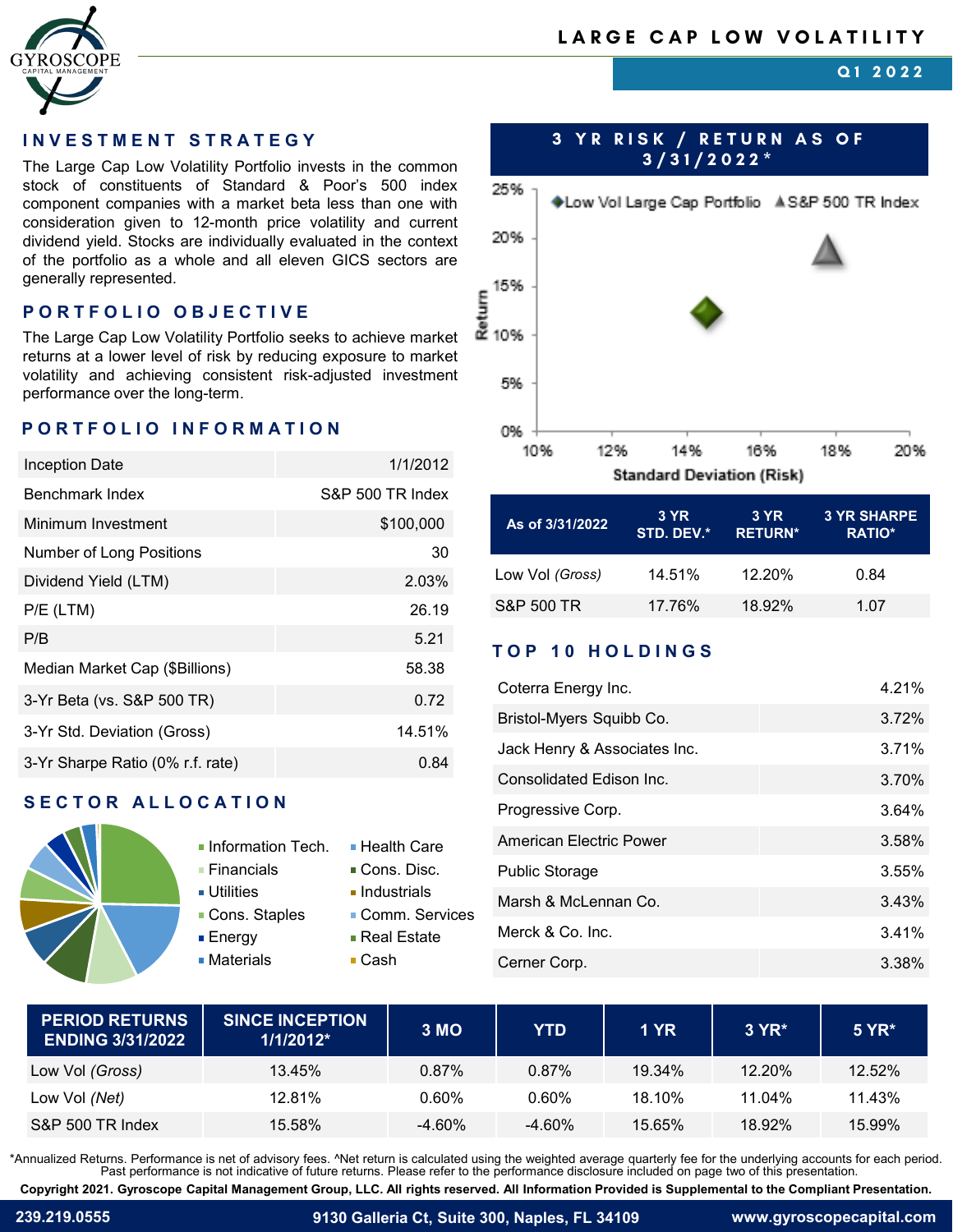# LARGE CAP LOW VOLATILITY

**Q1 2022**

## INVESTMENT STRATEGY

The Large Cap Low Volatility Portfolio invests in the common stock of constituents of Standard & Poor's 500 index component companies with a market beta less than one with consideration given to 12-month price volatility and current dividend yield. Stocks are individually evaluated in the context of the portfolio as a whole and all eleven GICS sectors are generally represented.

## PORTFOLIO OBJECTIVE

The Large Cap Low Volatility Portfolio seeks to achieve market returns at a lower level of risk by reducing exposure to market volatility and achieving consistent risk-adjusted investment performance over the long-term.

## PORTFOLIO INFORMATION

| | |
|---|---|
| Inception Date | 1/1/2012 |
| Benchmark Index | S&P 500 TR Index |
| Minimum Investment | $100,000 |
| Number of Long Positions | 30 |
| Dividend Yield (LTM) | 2.03% |
| P/E (LTM) | 26.19 |
| P/B | 5.21 |
| Median Market Cap ($Billions) | 58.38 |
| 3-Yr Beta (vs. S&P 500 TR) | 0.72 |
| 3-Yr Std. Deviation (Gross) | 14.51% |
| 3-Yr Sharpe Ratio (0% r.f. rate) | 0.84 |

## SECTOR ALLOCATION

- Information Tech.
- Health Care
- Financials
- Cons. Disc.
- Utilities
- Industrials
- Cons. Staples
- Comm. Services
- Energy
- Real Estate
- Materials
- Cash

## 3 YR RISK / RETURN AS OF 3/31/2022*

| As of 3/31/2022 | 3 YR STD. DEV.* | 3 YR RETURN* | 3 YR SHARPE RATIO* |
|---|---|---|---|
| Low Vol *(Gross)* | 14.51% | 12.20% | 0.84 |
| S&P 500 TR | 17.76% | 18.92% | 1.07 |

## TOP 10 HOLDINGS

| | |
|---|---|
| Coterra Energy Inc. | 4.21% |
| Bristol-Myers Squibb Co. | 3.72% |
| Jack Henry & Associates Inc. | 3.71% |
| Consolidated Edison Inc. | 3.70% |
| Progressive Corp. | 3.64% |
| American Electric Power | 3.58% |
| Public Storage | 3.55% |
| Marsh & McLennan Co. | 3.43% |
| Merck & Co. Inc. | 3.41% |
| Cerner Corp. | 3.38% |

| PERIOD RETURNS ENDING 3/31/2022 | SINCE INCEPTION 1/1/2012* | 3 MO | YTD | 1 YR | 3 YR* | 5 YR* |
|---|---|---|---|---|---|---|
| Low Vol *(Gross)* | 13.45% | 0.87% | 0.87% | 19.34% | 12.20% | 12.52% |
| Low Vol *(Net)* | 12.81% | 0.60% | 0.60% | 18.10% | 11.04% | 11.43% |
| S&P 500 TR Index | 15.58% | -4.60% | -4.60% | 15.65% | 18.92% | 15.99% |

*Annualized Returns. Performance is net of advisory fees. ^Net return is calculated using the weighted average quarterly fee for the underlying accounts for each period. Past performance is not indicative of future returns. Please refer to the performance disclosure included on page two of this presentation.

**Copyright 2021. Gyroscope Capital Management Group, LLC. All rights reserved. All Information Provided is Supplemental to the Compliant Presentation.**

239.219.0555 | 9130 Galleria Ct, Suite 300, Naples, FL 34109 | www.gyroscopecapital.com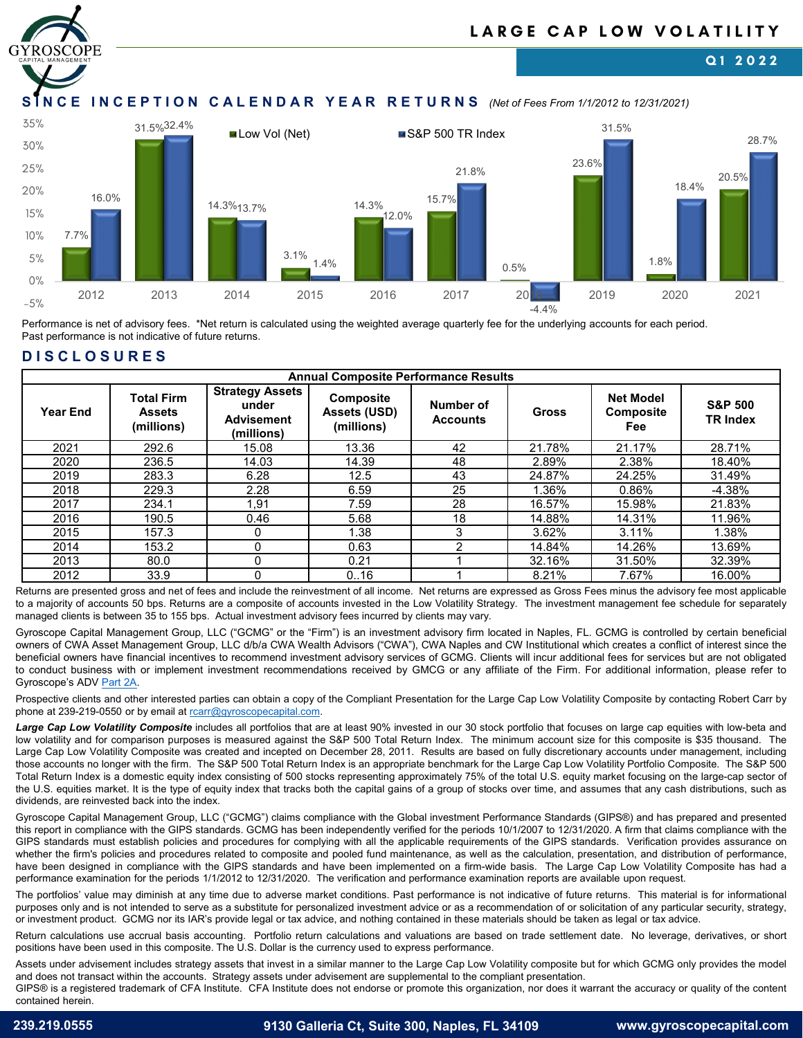# LARGE CAP LOW VOLATILITY

## Q1 2022

## SINCE INCEPTION CALENDAR YEAR RETURNS *(Net of Fees From 1/1/2012 to 12/31/2021)*

Low Vol (Net)
S&P 500 TR Index

35%
30%
25%
20%
15%
10%
5%
0%
-5%

2012: 7.7% 16.0%
2013: 31.5% 32.4%
2014: 14.3% 13.7%
2015: 3.1% 1.4%
2016: 14.3% 12.0%
2017: 15.7% 21.8%
2018: 0.5% -4.4%
2019: 23.6% 31.5%
2020: 1.8% 18.4%
2021: 20.5% 28.7%

Performance is net of advisory fees. *Net return is calculated using the weighted average quarterly fee for the underlying accounts for each period. Past performance is not indicative of future returns.

## DISCLOSURES

| Annual Composite Performance Results | | | | | | | |
|---|---|---|---|---|---|---|---|
| Year End | Total Firm Assets (millions) | Strategy Assets under Advisement (millions) | Composite Assets (USD) (millions) | Number of Accounts | Gross | Net Model Composite Fee | S&P 500 TR Index |
| 2021 | 292.6 | 15.08 | 13.36 | 42 | 21.78% | 21.17% | 28.71% |
| 2020 | 236.5 | 14.03 | 14.39 | 48 | 2.89% | 2.38% | 18.40% |
| 2019 | 283.3 | 6.28 | 12.5 | 43 | 24.87% | 24.25% | 31.49% |
| 2018 | 229.3 | 2.28 | 6.59 | 25 | 1.36% | 0.86% | -4.38% |
| 2017 | 234.1 | 1,91 | 7.59 | 28 | 16.57% | 15.98% | 21.83% |
| 2016 | 190.5 | 0.46 | 5.68 | 18 | 14.88% | 14.31% | 11.96% |
| 2015 | 157.3 | 0 | 1.38 | 3 | 3.62% | 3.11% | 1.38% |
| 2014 | 153.2 | 0 | 0.63 | 2 | 14.84% | 14.26% | 13.69% |
| 2013 | 80.0 | 0 | 0.21 | 1 | 32.16% | 31.50% | 32.39% |
| 2012 | 33.9 | 0 | 0..16 | 1 | 8.21% | 7.67% | 16.00% |

Returns are presented gross and net of fees and include the reinvestment of all income. Net returns are expressed as Gross Fees minus the advisory fee most applicable to a majority of accounts 50 bps. Returns are a composite of accounts invested in the Low Volatility Strategy. The investment management fee schedule for separately managed clients is between 35 to 155 bps. Actual investment advisory fees incurred by clients may vary.

Gyroscope Capital Management Group, LLC ("GCMG" or the "Firm") is an investment advisory firm located in Naples, FL. GCMG is controlled by certain beneficial owners of CWA Asset Management Group, LLC d/b/a CWA Wealth Advisors ("CWA"), CWA Naples and CW Institutional which creates a conflict of interest since the beneficial owners have financial incentives to recommend investment advisory services of GCMG. Clients will incur additional fees for services but are not obligated to conduct business with or implement investment recommendations received by GMCG or any affiliate of the Firm. For additional information, please refer to Gyroscope's ADV Part 2A.

Prospective clients and other interested parties can obtain a copy of the Compliant Presentation for the Large Cap Low Volatility Composite by contacting Robert Carr by phone at 239-219-0550 or by email at rcarr@gyroscopecapital.com.

***Large Cap Low Volatility Composite*** includes all portfolios that are at least 90% invested in our 30 stock portfolio that focuses on large cap equities with low-beta and low volatility and for comparison purposes is measured against the S&P 500 Total Return Index. The minimum account size for this composite is $35 thousand. The Large Cap Low Volatility Composite was created and incepted on December 28, 2011. Results are based on fully discretionary accounts under management, including those accounts no longer with the firm. The S&P 500 Total Return Index is an appropriate benchmark for the Large Cap Low Volatility Portfolio Composite. The S&P 500 Total Return Index is a domestic equity index consisting of 500 stocks representing approximately 75% of the total U.S. equity market focusing on the large-cap sector of the U.S. equities market. It is the type of equity index that tracks both the capital gains of a group of stocks over time, and assumes that any cash distributions, such as dividends, are reinvested back into the index.

Gyroscope Capital Management Group, LLC ("GCMG") claims compliance with the Global investment Performance Standards (GIPS®) and has prepared and presented this report in compliance with the GIPS standards. GCMG has been independently verified for the periods 10/1/2007 to 12/31/2020. A firm that claims compliance with the GIPS standards must establish policies and procedures for complying with all the applicable requirements of the GIPS standards. Verification provides assurance on whether the firm's policies and procedures related to composite and pooled fund maintenance, as well as the calculation, presentation, and distribution of performance, have been designed in compliance with the GIPS standards and have been implemented on a firm-wide basis. The Large Cap Low Volatility Composite has had a performance examination for the periods 1/1/2012 to 12/31/2020. The verification and performance examination reports are available upon request.

The portfolios' value may diminish at any time due to adverse market conditions. Past performance is not indicative of future returns. This material is for informational purposes only and is not intended to serve as a substitute for personalized investment advice or as a recommendation of or solicitation of any particular security, strategy, or investment product. GCMG nor its IAR's provide legal or tax advice, and nothing contained in these materials should be taken as legal or tax advice.

Return calculations use accrual basis accounting. Portfolio return calculations and valuations are based on trade settlement date. No leverage, derivatives, or short positions have been used in this composite. The U.S. Dollar is the currency used to express performance.

Assets under advisement includes strategy assets that invest in a similar manner to the Large Cap Low Volatility composite but for which GCMG only provides the model and does not transact within the accounts. Strategy assets under advisement are supplemental to the compliant presentation.
GIPS® is a registered trademark of CFA Institute. CFA Institute does not endorse or promote this organization, nor does it warrant the accuracy or quality of the content contained herein.

239.219.0555 | 9130 Galleria Ct, Suite 300, Naples, FL 34109 | www.gyroscopecapital.com